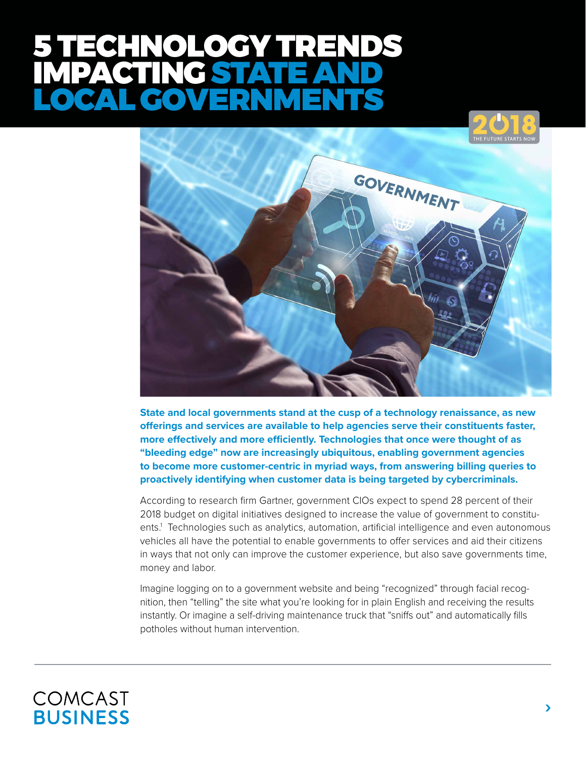# 5 TECHNOLOGY TRENDS IMPACTING STATE AND LOCAL GOVERNMENTS

**State and local governments stand at the cusp of a technology renaissance, as new offerings and services are available to help agencies serve their constituents faster, more effectively and more efficiently. Technologies that once were thought of as "bleeding edge" now are increasingly ubiquitous, enabling government agencies to become more customer-centric in myriad ways, from answering billing queries to proactively identifying when customer data is being targeted by cybercriminals.**

According to research firm Gartner, government CIOs expect to spend 28 percent of their 2018 budget on digital initiatives designed to increase the value of government to constituents.[1] Technologies such as analytics, automation, artificial intelligence and even autonomous vehicles all have the potential to enable governments to offer services and aid their citizens in ways that not only can improve the customer experience, but also save governments time, money and labor.

Imagine logging on to a government website and being "recognized" through facial recognition, then "telling" the site what you're looking for in plain English and receiving the results instantly. Or imagine a self-driving maintenance truck that "sniffs out" and automatically fills potholes without human intervention.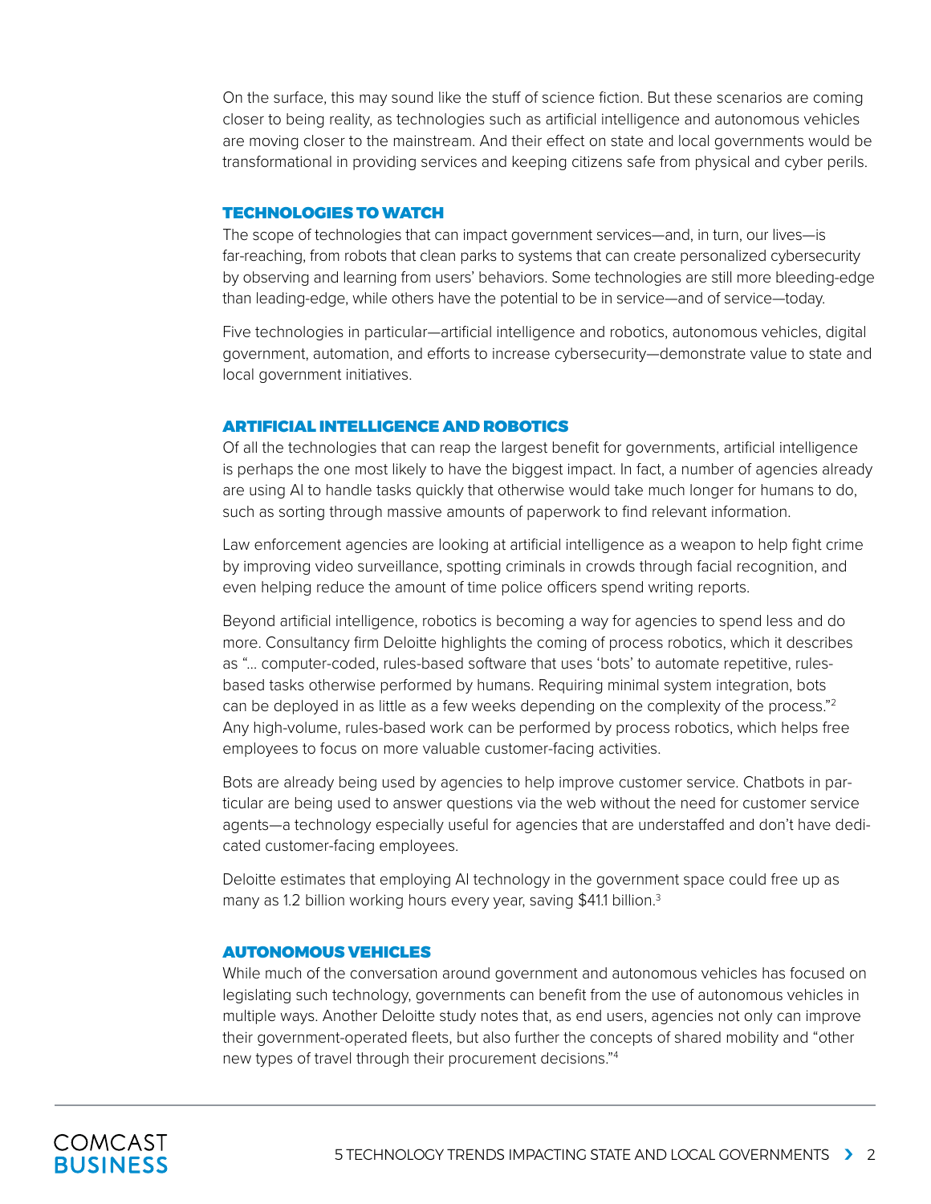On the surface, this may sound like the stuff of science fiction. But these scenarios are coming closer to being reality, as technologies such as artificial intelligence and autonomous vehicles are moving closer to the mainstream. And their effect on state and local governments would be transformational in providing services and keeping citizens safe from physical and cyber perils.

## TECHNOLOGIES TO WATCH

The scope of technologies that can impact government services—and, in turn, our lives—is far-reaching, from robots that clean parks to systems that can create personalized cybersecurity by observing and learning from users' behaviors. Some technologies are still more bleeding-edge than leading-edge, while others have the potential to be in service—and of service—today.

Five technologies in particular—artificial intelligence and robotics, autonomous vehicles, digital government, automation, and efforts to increase cybersecurity—demonstrate value to state and local government initiatives.

## ARTIFICIAL INTELLIGENCE AND ROBOTICS

Of all the technologies that can reap the largest benefit for governments, artificial intelligence is perhaps the one most likely to have the biggest impact. In fact, a number of agencies already are using AI to handle tasks quickly that otherwise would take much longer for humans to do, such as sorting through massive amounts of paperwork to find relevant information.

Law enforcement agencies are looking at artificial intelligence as a weapon to help fight crime by improving video surveillance, spotting criminals in crowds through facial recognition, and even helping reduce the amount of time police officers spend writing reports.

Beyond artificial intelligence, robotics is becoming a way for agencies to spend less and do more. Consultancy firm Deloitte highlights the coming of process robotics, which it describes as "... computer-coded, rules-based software that uses 'bots' to automate repetitive, rules-based tasks otherwise performed by humans. Requiring minimal system integration, bots can be deployed in as little as a few weeks depending on the complexity of the process."[2] Any high-volume, rules-based work can be performed by process robotics, which helps free employees to focus on more valuable customer-facing activities.

Bots are already being used by agencies to help improve customer service. Chatbots in particular are being used to answer questions via the web without the need for customer service agents—a technology especially useful for agencies that are understaffed and don't have dedicated customer-facing employees.

Deloitte estimates that employing AI technology in the government space could free up as many as 1.2 billion working hours every year, saving $41.1 billion.[3]

## AUTONOMOUS VEHICLES

While much of the conversation around government and autonomous vehicles has focused on legislating such technology, governments can benefit from the use of autonomous vehicles in multiple ways. Another Deloitte study notes that, as end users, agencies not only can improve their government-operated fleets, but also further the concepts of shared mobility and "other new types of travel through their procurement decisions."[4]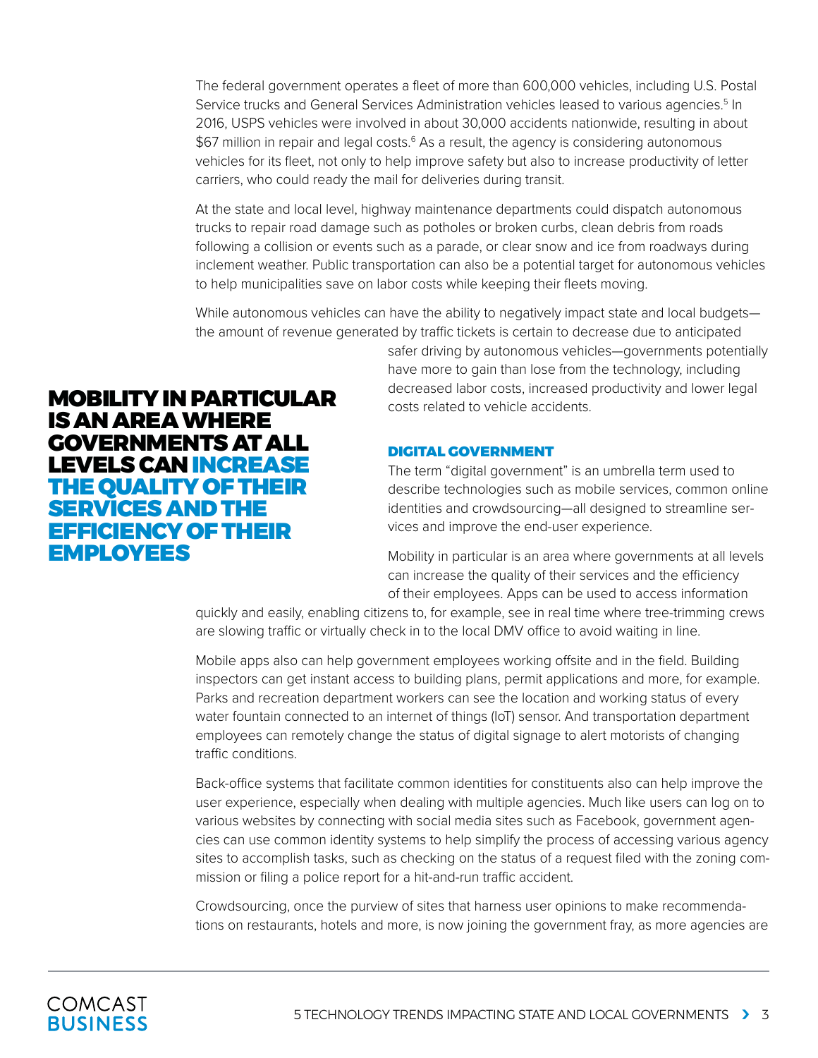The federal government operates a fleet of more than 600,000 vehicles, including U.S. Postal Service trucks and General Services Administration vehicles leased to various agencies.[5] In 2016, USPS vehicles were involved in about 30,000 accidents nationwide, resulting in about $67 million in repair and legal costs.[6] As a result, the agency is considering autonomous vehicles for its fleet, not only to help improve safety but also to increase productivity of letter carriers, who could ready the mail for deliveries during transit.

At the state and local level, highway maintenance departments could dispatch autonomous trucks to repair road damage such as potholes or broken curbs, clean debris from roads following a collision or events such as a parade, or clear snow and ice from roadways during inclement weather. Public transportation can also be a potential target for autonomous vehicles to help municipalities save on labor costs while keeping their fleets moving.

While autonomous vehicles can have the ability to negatively impact state and local budgets—the amount of revenue generated by traffic tickets is certain to decrease due to anticipated safer driving by autonomous vehicles—governments potentially have more to gain than lose from the technology, including decreased labor costs, increased productivity and lower legal costs related to vehicle accidents.

**MOBILITY IN PARTICULAR IS AN AREA WHERE GOVERNMENTS AT ALL LEVELS CAN INCREASE THE QUALITY OF THEIR SERVICES AND THE EFFICIENCY OF THEIR EMPLOYEES**

### DIGITAL GOVERNMENT

The term "digital government" is an umbrella term used to describe technologies such as mobile services, common online identities and crowdsourcing—all designed to streamline services and improve the end-user experience.

Mobility in particular is an area where governments at all levels can increase the quality of their services and the efficiency of their employees. Apps can be used to access information quickly and easily, enabling citizens to, for example, see in real time where tree-trimming crews are slowing traffic or virtually check in to the local DMV office to avoid waiting in line.

Mobile apps also can help government employees working offsite and in the field. Building inspectors can get instant access to building plans, permit applications and more, for example. Parks and recreation department workers can see the location and working status of every water fountain connected to an internet of things (IoT) sensor. And transportation department employees can remotely change the status of digital signage to alert motorists of changing traffic conditions.

Back-office systems that facilitate common identities for constituents also can help improve the user experience, especially when dealing with multiple agencies. Much like users can log on to various websites by connecting with social media sites such as Facebook, government agencies can use common identity systems to help simplify the process of accessing various agency sites to accomplish tasks, such as checking on the status of a request filed with the zoning commission or filing a police report for a hit-and-run traffic accident.

Crowdsourcing, once the purview of sites that harness user opinions to make recommendations on restaurants, hotels and more, is now joining the government fray, as more agencies are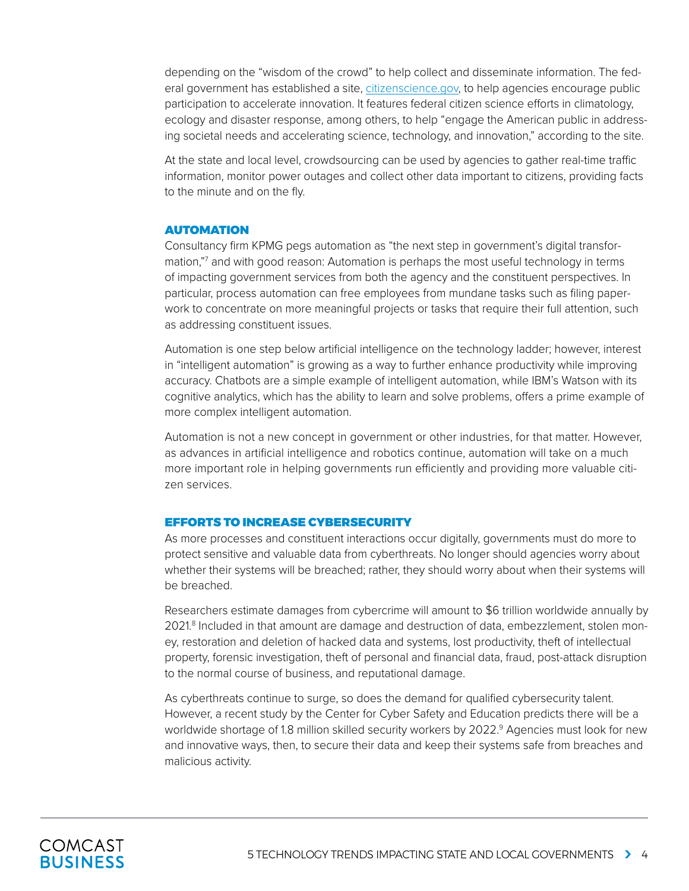depending on the "wisdom of the crowd" to help collect and disseminate information. The federal government has established a site, citizenscience.gov, to help agencies encourage public participation to accelerate innovation. It features federal citizen science efforts in climatology, ecology and disaster response, among others, to help "engage the American public in addressing societal needs and accelerating science, technology, and innovation," according to the site.

At the state and local level, crowdsourcing can be used by agencies to gather real-time traffic information, monitor power outages and collect other data important to citizens, providing facts to the minute and on the fly.

## AUTOMATION

Consultancy firm KPMG pegs automation as "the next step in government's digital transformation,"[7] and with good reason: Automation is perhaps the most useful technology in terms of impacting government services from both the agency and the constituent perspectives. In particular, process automation can free employees from mundane tasks such as filing paperwork to concentrate on more meaningful projects or tasks that require their full attention, such as addressing constituent issues.

Automation is one step below artificial intelligence on the technology ladder; however, interest in "intelligent automation" is growing as a way to further enhance productivity while improving accuracy. Chatbots are a simple example of intelligent automation, while IBM's Watson with its cognitive analytics, which has the ability to learn and solve problems, offers a prime example of more complex intelligent automation.

Automation is not a new concept in government or other industries, for that matter. However, as advances in artificial intelligence and robotics continue, automation will take on a much more important role in helping governments run efficiently and providing more valuable citizen services.

## EFFORTS TO INCREASE CYBERSECURITY

As more processes and constituent interactions occur digitally, governments must do more to protect sensitive and valuable data from cyberthreats. No longer should agencies worry about whether their systems will be breached; rather, they should worry about when their systems will be breached.

Researchers estimate damages from cybercrime will amount to $6 trillion worldwide annually by 2021.[8] Included in that amount are damage and destruction of data, embezzlement, stolen money, restoration and deletion of hacked data and systems, lost productivity, theft of intellectual property, forensic investigation, theft of personal and financial data, fraud, post-attack disruption to the normal course of business, and reputational damage.

As cyberthreats continue to surge, so does the demand for qualified cybersecurity talent. However, a recent study by the Center for Cyber Safety and Education predicts there will be a worldwide shortage of 1.8 million skilled security workers by 2022.[9] Agencies must look for new and innovative ways, then, to secure their data and keep their systems safe from breaches and malicious activity.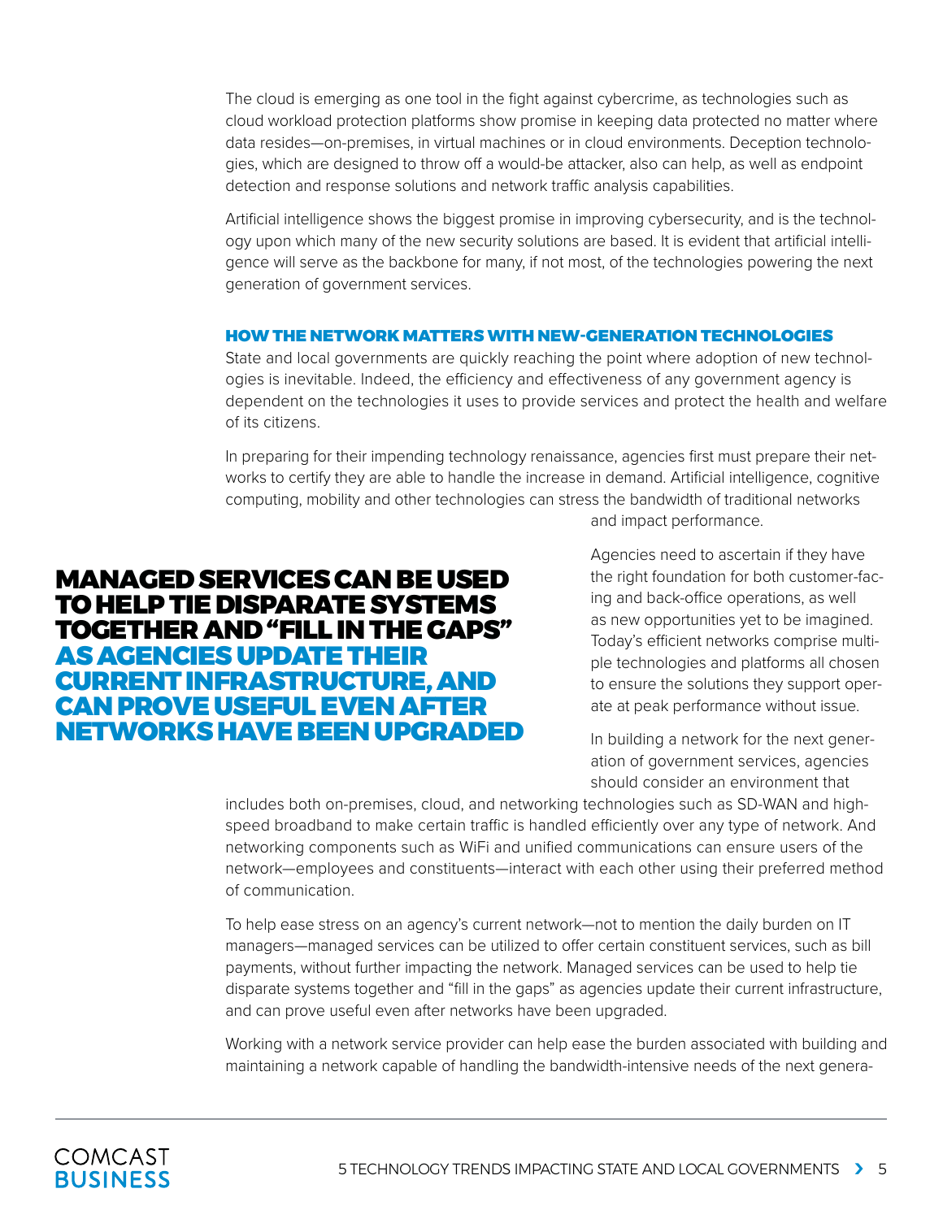The cloud is emerging as one tool in the fight against cybercrime, as technologies such as cloud workload protection platforms show promise in keeping data protected no matter where data resides—on-premises, in virtual machines or in cloud environments. Deception technologies, which are designed to throw off a would-be attacker, also can help, as well as endpoint detection and response solutions and network traffic analysis capabilities.

Artificial intelligence shows the biggest promise in improving cybersecurity, and is the technology upon which many of the new security solutions are based. It is evident that artificial intelligence will serve as the backbone for many, if not most, of the technologies powering the next generation of government services.

### HOW THE NETWORK MATTERS WITH NEW-GENERATION TECHNOLOGIES

State and local governments are quickly reaching the point where adoption of new technologies is inevitable. Indeed, the efficiency and effectiveness of any government agency is dependent on the technologies it uses to provide services and protect the health and welfare of its citizens.

In preparing for their impending technology renaissance, agencies first must prepare their networks to certify they are able to handle the increase in demand. Artificial intelligence, cognitive computing, mobility and other technologies can stress the bandwidth of traditional networks and impact performance.

**MANAGED SERVICES CAN BE USED TO HELP TIE DISPARATE SYSTEMS TOGETHER AND "FILL IN THE GAPS" AS AGENCIES UPDATE THEIR CURRENT INFRASTRUCTURE, AND CAN PROVE USEFUL EVEN AFTER NETWORKS HAVE BEEN UPGRADED**

Agencies need to ascertain if they have the right foundation for both customer-facing and back-office operations, as well as new opportunities yet to be imagined. Today's efficient networks comprise multiple technologies and platforms all chosen to ensure the solutions they support operate at peak performance without issue.

In building a network for the next generation of government services, agencies should consider an environment that includes both on-premises, cloud, and networking technologies such as SD-WAN and high-speed broadband to make certain traffic is handled efficiently over any type of network. And networking components such as WiFi and unified communications can ensure users of the network—employees and constituents—interact with each other using their preferred method of communication.

To help ease stress on an agency's current network—not to mention the daily burden on IT managers—managed services can be utilized to offer certain constituent services, such as bill payments, without further impacting the network. Managed services can be used to help tie disparate systems together and "fill in the gaps" as agencies update their current infrastructure, and can prove useful even after networks have been upgraded.

Working with a network service provider can help ease the burden associated with building and maintaining a network capable of handling the bandwidth-intensive needs of the next genera-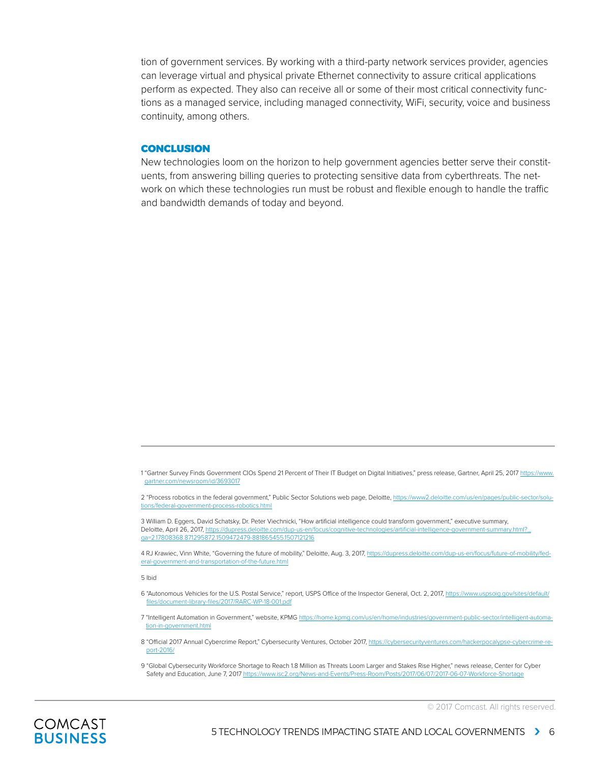tion of government services. By working with a third-party network services provider, agencies can leverage virtual and physical private Ethernet connectivity to assure critical applications perform as expected. They also can receive all or some of their most critical connectivity functions as a managed service, including managed connectivity, WiFi, security, voice and business continuity, among others.

## CONCLUSION

New technologies loom on the horizon to help government agencies better serve their constituents, from answering billing queries to protecting sensitive data from cyberthreats. The network on which these technologies run must be robust and flexible enough to handle the traffic and bandwidth demands of today and beyond.

---

1 "Gartner Survey Finds Government CIOs Spend 21 Percent of Their IT Budget on Digital Initiatives," press release, Gartner, April 25, 2017 https://www.gartner.com/newsroom/id/3693017

2 "Process robotics in the federal government," Public Sector Solutions web page, Deloitte, https://www2.deloitte.com/us/en/pages/public-sector/solutions/federal-government-process-robotics.html

3 William D. Eggers, David Schatsky, Dr. Peter Viechnicki, "How artificial intelligence could transform government," executive summary, Deloitte, April 26, 2017, https://dupress.deloitte.com/dup-us-en/focus/cognitive-technologies/artificial-intelligence-government-summary.html?_ga=2.17808368.871295872.1509472479-881865455.1507121216

4 RJ Krawiec, Vinn White, "Governing the future of mobility," Deloitte, Aug. 3, 2017, https://dupress.deloitte.com/dup-us-en/focus/future-of-mobility/federal-government-and-transportation-of-the-future.html

5 Ibid

6 "Autonomous Vehicles for the U.S. Postal Service," report, USPS Office of the Inspector General, Oct. 2, 2017, https://www.uspsoig.gov/sites/default/files/document-library-files/2017/RARC-WP-18-001.pdf

7 "Intelligent Automation in Government," website, KPMG https://home.kpmg.com/us/en/home/industries/government-public-sector/intelligent-automation-in-government.html

8 "Official 2017 Annual Cybercrime Report," Cybersecurity Ventures, October 2017, https://cybersecurityventures.com/hackerpocalypse-cybercrime-report-2016/

9 "Global Cybersecurity Workforce Shortage to Reach 1.8 Million as Threats Loom Larger and Stakes Rise Higher," news release, Center for Cyber Safety and Education, June 7, 2017 https://www.isc2.org/News-and-Events/Press-Room/Posts/2017/06/07/2017-06-07-Workforce-Shortage

© 2017 Comcast. All rights reserved.